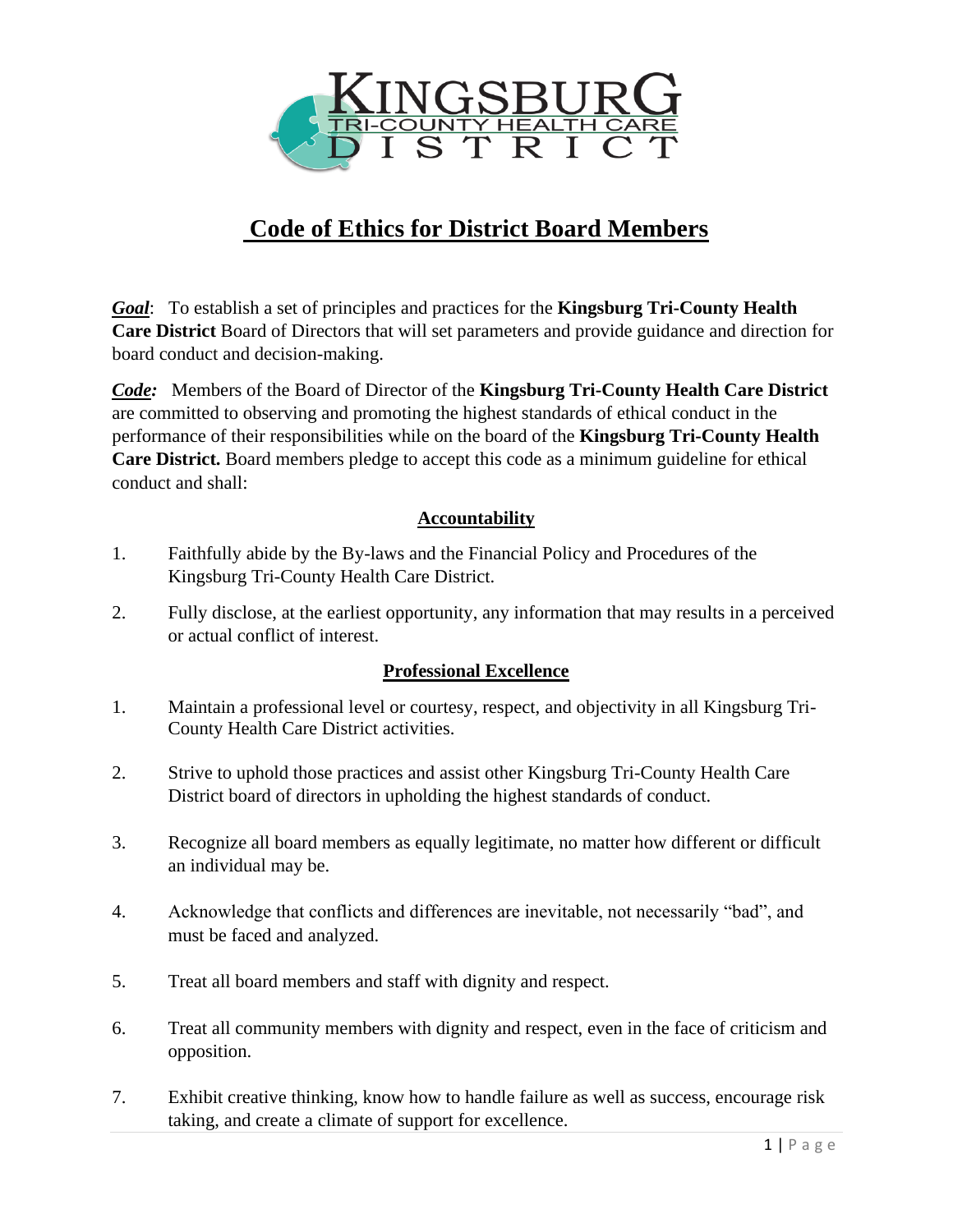# Code of Ethics for District Board Members

***Goal***: To establish a set of principles and practices for the **Kingsburg Tri-County Health Care District** Board of Directors that will set parameters and provide guidance and direction for board conduct and decision-making.

***Code:*** Members of the Board of Director of the **Kingsburg Tri-County Health Care District** are committed to observing and promoting the highest standards of ethical conduct in the performance of their responsibilities while on the board of the **Kingsburg Tri-County Health Care District.** Board members pledge to accept this code as a minimum guideline for ethical conduct and shall:

## Accountability

1. Faithfully abide by the By-laws and the Financial Policy and Procedures of the Kingsburg Tri-County Health Care District.
2. Fully disclose, at the earliest opportunity, any information that may results in a perceived or actual conflict of interest.

## Professional Excellence

1. Maintain a professional level or courtesy, respect, and objectivity in all Kingsburg Tri-County Health Care District activities.
2. Strive to uphold those practices and assist other Kingsburg Tri-County Health Care District board of directors in upholding the highest standards of conduct.
3. Recognize all board members as equally legitimate, no matter how different or difficult an individual may be.
4. Acknowledge that conflicts and differences are inevitable, not necessarily "bad", and must be faced and analyzed.
5. Treat all board members and staff with dignity and respect.
6. Treat all community members with dignity and respect, even in the face of criticism and opposition.
7. Exhibit creative thinking, know how to handle failure as well as success, encourage risk taking, and create a climate of support for excellence.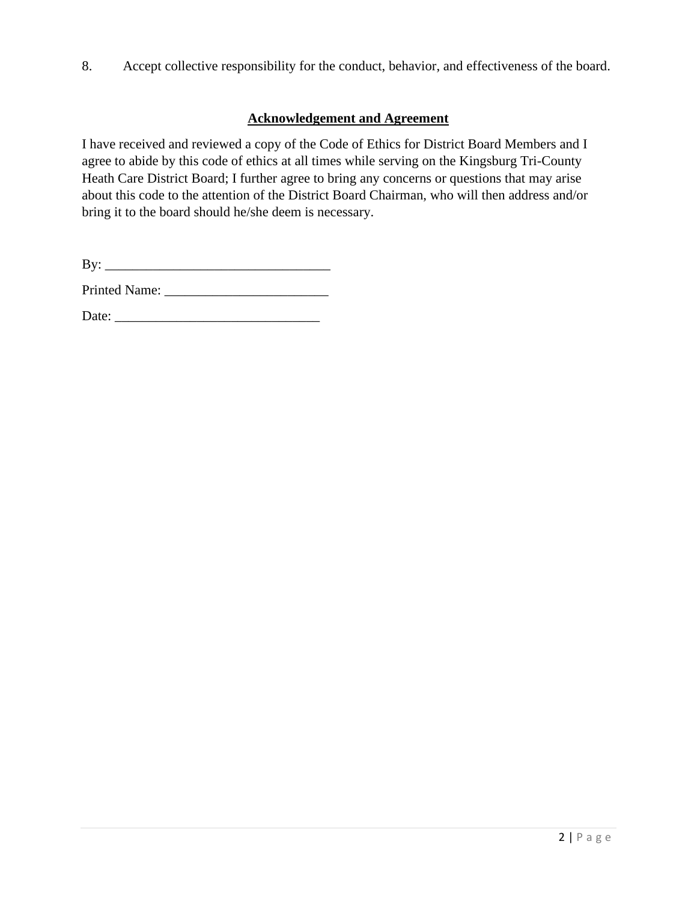8. Accept collective responsibility for the conduct, behavior, and effectiveness of the board.

## Acknowledgement and Agreement

I have received and reviewed a copy of the Code of Ethics for District Board Members and I agree to abide by this code of ethics at all times while serving on the Kingsburg Tri-County Heath Care District Board; I further agree to bring any concerns or questions that may arise about this code to the attention of the District Board Chairman, who will then address and/or bring it to the board should he/she deem is necessary.

By: _________________________________

Printed Name: ________________________

Date: ______________________________